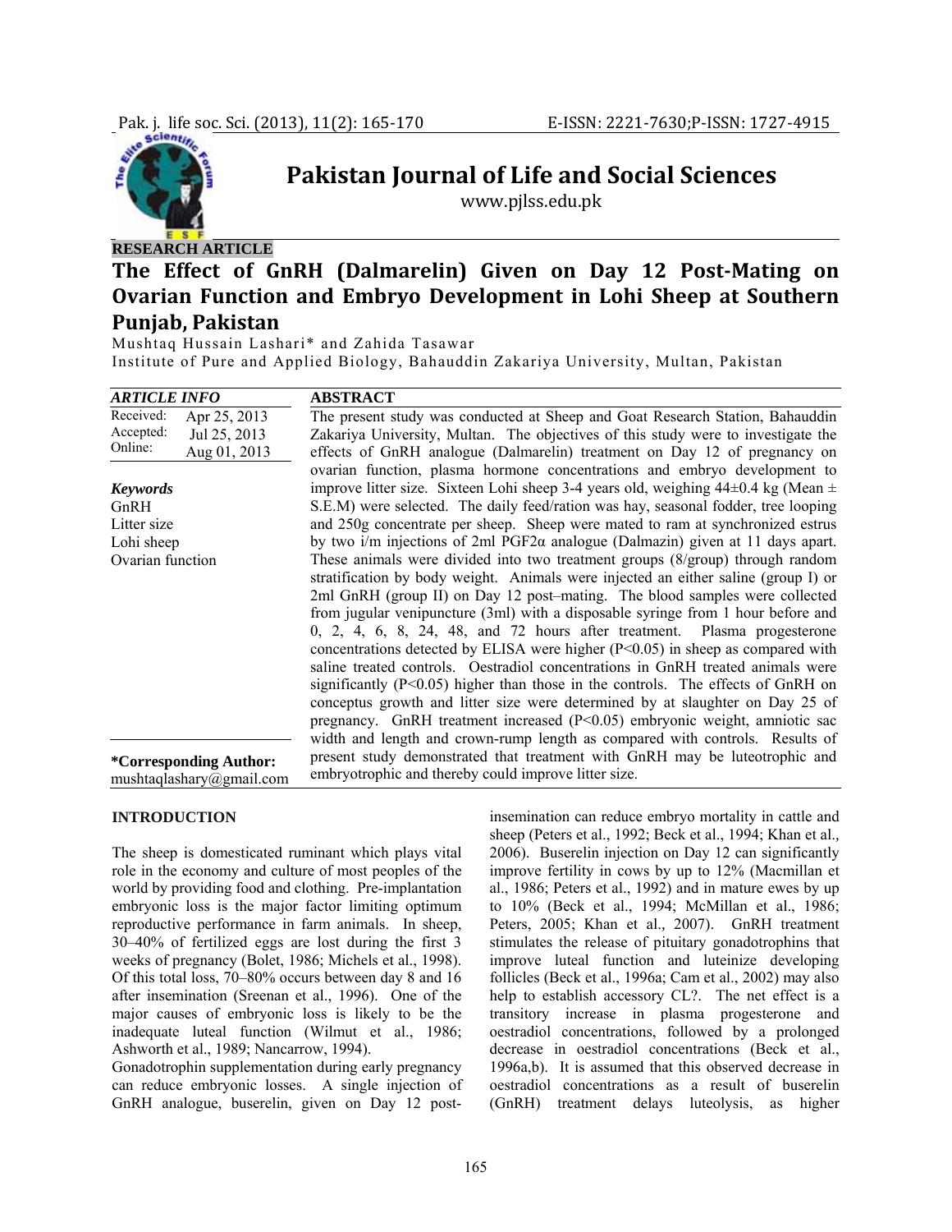**RESEARCH ARTICLE**

# The Effect of GnRH (Dalmarelin) Given on Day 12 Post-Mating on Ovarian Function and Embryo Development in Lohi Sheep at Southern Punjab, Pakistan

Mushtaq Hussain Lashari* and Zahida Tasawar

Institute of Pure and Applied Biology, Bahauddin Zakariya University, Multan, Pakistan

| *ARTICLE INFO* | |
|---|---|
| Received: | Apr 25, 2013 |
| Accepted: | Jul 25, 2013 |
| Online: | Aug 01, 2013 |

***Keywords***

GnRH
Litter size
Lohi sheep
Ovarian function

**\*Corresponding Author:**
mushtaqlashary@gmail.com

## ABSTRACT

The present study was conducted at Sheep and Goat Research Station, Bahauddin Zakariya University, Multan. The objectives of this study were to investigate the effects of GnRH analogue (Dalmarelin) treatment on Day 12 of pregnancy on ovarian function, plasma hormone concentrations and embryo development to improve litter size. Sixteen Lohi sheep 3-4 years old, weighing 44±0.4 kg (Mean ± S.E.M) were selected. The daily feed/ration was hay, seasonal fodder, tree looping and 250g concentrate per sheep. Sheep were mated to ram at synchronized estrus by two i/m injections of 2ml $PGF2\alpha$ analogue (Dalmazin) given at 11 days apart. These animals were divided into two treatment groups (8/group) through random stratification by body weight. Animals were injected an either saline (group I) or 2ml GnRH (group II) on Day 12 post–mating. The blood samples were collected from jugular venipuncture (3ml) with a disposable syringe from 1 hour before and 0, 2, 4, 6, 8, 24, 48, and 72 hours after treatment. Plasma progesterone concentrations detected by ELISA were higher ($P<0.05$) in sheep as compared with saline treated controls. Oestradiol concentrations in GnRH treated animals were significantly ($P<0.05$) higher than those in the controls. The effects of GnRH on conceptus growth and litter size were determined by at slaughter on Day 25 of pregnancy. GnRH treatment increased ($P<0.05$) embryonic weight, amniotic sac width and length and crown-rump length as compared with controls. Results of present study demonstrated that treatment with GnRH may be luteotrophic and embryotrophic and thereby could improve litter size.

## INTRODUCTION

The sheep is domesticated ruminant which plays vital role in the economy and culture of most peoples of the world by providing food and clothing. Pre-implantation embryonic loss is the major factor limiting optimum reproductive performance in farm animals. In sheep, 30–40% of fertilized eggs are lost during the first 3 weeks of pregnancy (Bolet, 1986; Michels et al., 1998). Of this total loss, 70–80% occurs between day 8 and 16 after insemination (Sreenan et al., 1996). One of the major causes of embryonic loss is likely to be the inadequate luteal function (Wilmut et al., 1986; Ashworth et al., 1989; Nancarrow, 1994).

Gonadotrophin supplementation during early pregnancy can reduce embryonic losses. A single injection of GnRH analogue, buserelin, given on Day 12 post-insemination can reduce embryo mortality in cattle and sheep (Peters et al., 1992; Beck et al., 1994; Khan et al., 2006). Buserelin injection on Day 12 can significantly improve fertility in cows by up to 12% (Macmillan et al., 1986; Peters et al., 1992) and in mature ewes by up to 10% (Beck et al., 1994; McMillan et al., 1986; Peters, 2005; Khan et al., 2007). GnRH treatment stimulates the release of pituitary gonadotrophins that improve luteal function and luteinize developing follicles (Beck et al., 1996a; Cam et al., 2002) may also help to establish accessory CL?. The net effect is a transitory increase in plasma progesterone and oestradiol concentrations, followed by a prolonged decrease in oestradiol concentrations (Beck et al., 1996a,b). It is assumed that this observed decrease in oestradiol concentrations as a result of buserelin (GnRH) treatment delays luteolysis, as higher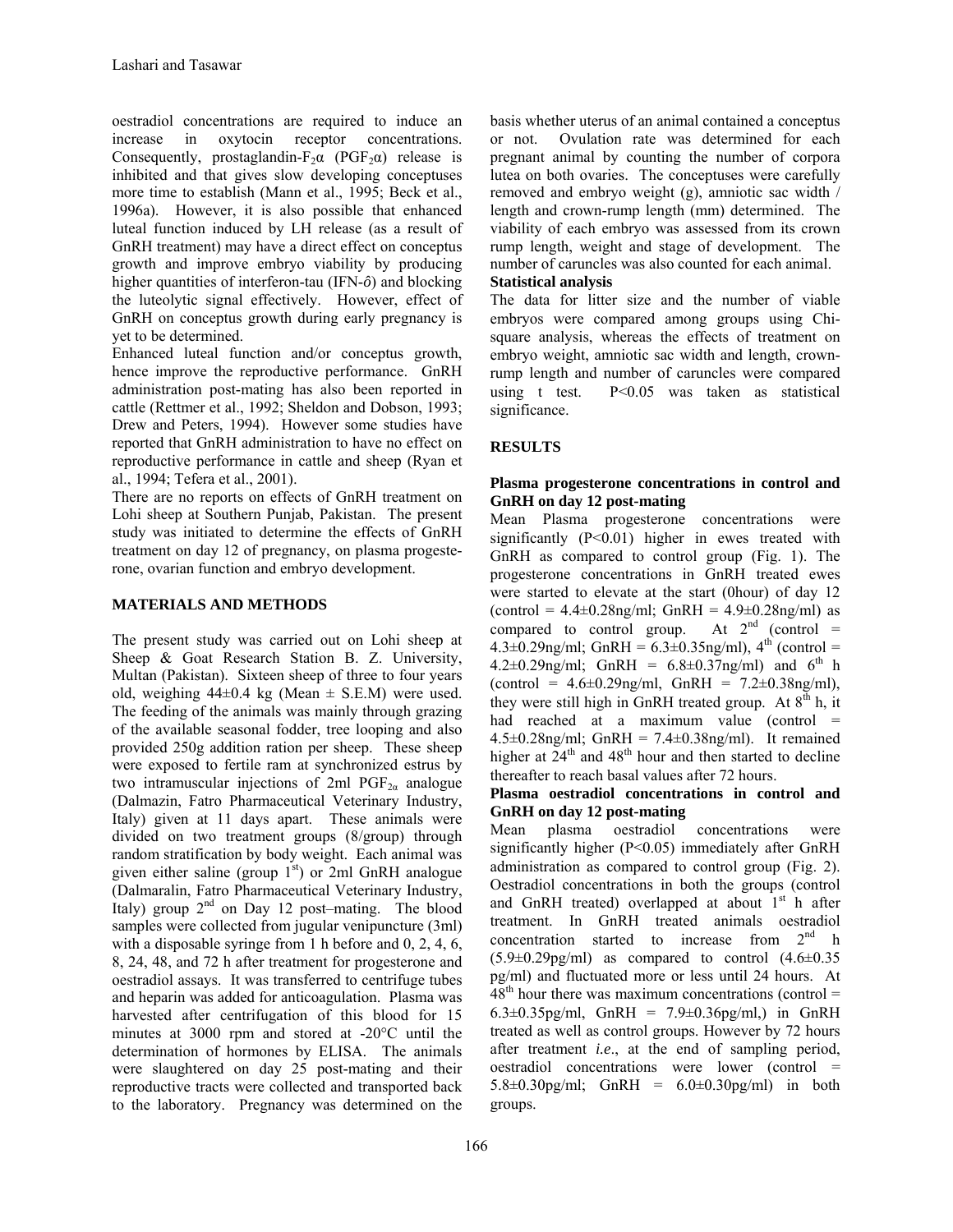oestradiol concentrations are required to induce an increase in oxytocin receptor concentrations. Consequently, prostaglandin-$F_2\alpha$ ($PGF_2\alpha$) release is inhibited and that gives slow developing conceptuses more time to establish (Mann et al., 1995; Beck et al., 1996a). However, it is also possible that enhanced luteal function induced by LH release (as a result of GnRH treatment) may have a direct effect on conceptus growth and improve embryo viability by producing higher quantities of interferon-tau (IFN-ô) and blocking the luteolytic signal effectively. However, effect of GnRH on conceptus growth during early pregnancy is yet to be determined.

Enhanced luteal function and/or conceptus growth, hence improve the reproductive performance. GnRH administration post-mating has also been reported in cattle (Rettmer et al., 1992; Sheldon and Dobson, 1993; Drew and Peters, 1994). However some studies have reported that GnRH administration to have no effect on reproductive performance in cattle and sheep (Ryan et al., 1994; Tefera et al., 2001).

There are no reports on effects of GnRH treatment on Lohi sheep at Southern Punjab, Pakistan. The present study was initiated to determine the effects of GnRH treatment on day 12 of pregnancy, on plasma progesterone, ovarian function and embryo development.

## MATERIALS AND METHODS

The present study was carried out on Lohi sheep at Sheep & Goat Research Station B. Z. University, Multan (Pakistan). Sixteen sheep of three to four years old, weighing 44±0.4 kg (Mean ± S.E.M) were used. The feeding of the animals was mainly through grazing of the available seasonal fodder, tree looping and also provided 250g addition ration per sheep. These sheep were exposed to fertile ram at synchronized estrus by two intramuscular injections of 2ml $PGF_{2\alpha}$ analogue (Dalmazin, Fatro Pharmaceutical Veterinary Industry, Italy) given at 11 days apart. These animals were divided on two treatment groups (8/group) through random stratification by body weight. Each animal was given either saline (group 1[st]) or 2ml GnRH analogue (Dalmaralin, Fatro Pharmaceutical Veterinary Industry, Italy) group 2[nd] on Day 12 post–mating. The blood samples were collected from jugular venipuncture (3ml) with a disposable syringe from 1 h before and 0, 2, 4, 6, 8, 24, 48, and 72 h after treatment for progesterone and oestradiol assays. It was transferred to centrifuge tubes and heparin was added for anticoagulation. Plasma was harvested after centrifugation of this blood for 15 minutes at 3000 rpm and stored at -20°C until the determination of hormones by ELISA. The animals were slaughtered on day 25 post-mating and their reproductive tracts were collected and transported back to the laboratory. Pregnancy was determined on the basis whether uterus of an animal contained a conceptus or not. Ovulation rate was determined for each pregnant animal by counting the number of corpora lutea on both ovaries. The conceptuses were carefully removed and embryo weight (g), amniotic sac width / length and crown-rump length (mm) determined. The viability of each embryo was assessed from its crown rump length, weight and stage of development. The number of caruncles was also counted for each animal.

### Statistical analysis

The data for litter size and the number of viable embryos were compared among groups using Chi-square analysis, whereas the effects of treatment on embryo weight, amniotic sac width and length, crown-rump length and number of caruncles were compared using t test. $P<0.05$ was taken as statistical significance.

## RESULTS

### Plasma progesterone concentrations in control and GnRH on day 12 post-mating

Mean Plasma progesterone concentrations were significantly ($P<0.01$) higher in ewes treated with GnRH as compared to control group (Fig. 1). The progesterone concentrations in GnRH treated ewes were started to elevate at the start (0hour) of day 12 (control = 4.4±0.28ng/ml; GnRH = 4.9±0.28ng/ml) as compared to control group. At 2[nd] (control = 4.3±0.29ng/ml; GnRH = 6.3±0.35ng/ml), 4[th] (control = 4.2±0.29ng/ml; GnRH = 6.8±0.37ng/ml) and 6[th] h (control = 4.6±0.29ng/ml, GnRH = 7.2±0.38ng/ml), they were still high in GnRH treated group. At 8[th] h, it had reached at a maximum value (control = 4.5±0.28ng/ml; GnRH = 7.4±0.38ng/ml). It remained higher at 24[th] and 48[th] hour and then started to decline thereafter to reach basal values after 72 hours.

### Plasma oestradiol concentrations in control and GnRH on day 12 post-mating

Mean plasma oestradiol concentrations were significantly higher ($P<0.05$) immediately after GnRH administration as compared to control group (Fig. 2). Oestradiol concentrations in both the groups (control and GnRH treated) overlapped at about 1[st] h after treatment. In GnRH treated animals oestradiol concentration started to increase from 2[nd] h (5.9±0.29pg/ml) as compared to control (4.6±0.35 pg/ml) and fluctuated more or less until 24 hours. At 48[th] hour there was maximum concentrations (control = 6.3±0.35pg/ml, GnRH = 7.9±0.36pg/ml,) in GnRH treated as well as control groups. However by 72 hours after treatment *i.e*., at the end of sampling period, oestradiol concentrations were lower (control = 5.8±0.30pg/ml; GnRH = 6.0±0.30pg/ml) in both groups.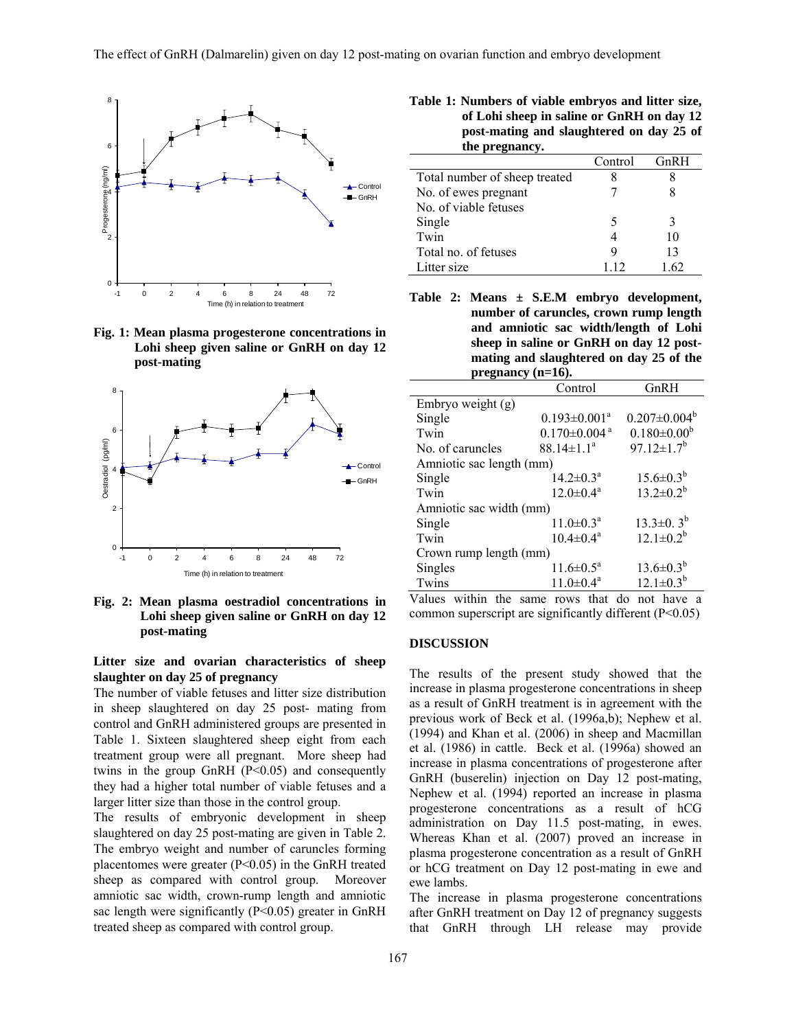Fig. 1: Mean plasma progesterone concentrations in Lohi sheep given saline or GnRH on day 12 post-mating

Fig. 2: Mean plasma oestradiol concentrations in Lohi sheep given saline or GnRH on day 12 post-mating

### Litter size and ovarian characteristics of sheep slaughter on day 25 of pregnancy

The number of viable fetuses and litter size distribution in sheep slaughtered on day 25 post- mating from control and GnRH administered groups are presented in Table 1. Sixteen slaughtered sheep eight from each treatment group were all pregnant. More sheep had twins in the group GnRH ($P<0.05$) and consequently they had a higher total number of viable fetuses and a larger litter size than those in the control group.

The results of embryonic development in sheep slaughtered on day 25 post-mating are given in Table 2. The embryo weight and number of caruncles forming placentomes were greater ($P<0.05$) in the GnRH treated sheep as compared with control group. Moreover amniotic sac width, crown-rump length and amniotic sac length were significantly ($P<0.05$) greater in GnRH treated sheep as compared with control group.

**Table 1: Numbers of viable embryos and litter size, of Lohi sheep in saline or GnRH on day 12 post-mating and slaughtered on day 25 of the pregnancy.**

| | Control | GnRH |
|---|---|---|
| Total number of sheep treated | 8 | 8 |
| No. of ewes pregnant | 7 | 8 |
| No. of viable fetuses | | |
| Single | 5 | 3 |
| Twin | 4 | 10 |
| Total no. of fetuses | 9 | 13 |
| Litter size | 1.12 | 1.62 |

**Table 2: Means ± S.E.M embryo development, number of caruncles, crown rump length and amniotic sac width/length of Lohi sheep in saline or GnRH on day 12 post-mating and slaughtered on day 25 of the pregnancy (n=16).**

| | Control | GnRH |
|---|---|---|
| Embryo weight (g) | | |
| Single | $0.193\pm0.001^{a}$ | $0.207\pm0.004^{b}$ |
| Twin | $0.170\pm0.004^{a}$ | $0.180\pm0.00^{b}$ |
| No. of caruncles | $88.14\pm1.1^{a}$ | $97.12\pm1.7^{b}$ |
| Amniotic sac length (mm) | | |
| Single | $14.2\pm0.3^{a}$ | $15.6\pm0.3^{b}$ |
| Twin | $12.0\pm0.4^{a}$ | $13.2\pm0.2^{b}$ |
| Amniotic sac width (mm) | | |
| Single | $11.0\pm0.3^{a}$ | $13.3\pm0.3^{b}$ |
| Twin | $10.4\pm0.4^{a}$ | $12.1\pm0.2^{b}$ |
| Crown rump length (mm) | | |
| Singles | $11.6\pm0.5^{a}$ | $13.6\pm0.3^{b}$ |
| Twins | $11.0\pm0.4^{a}$ | $12.1\pm0.3^{b}$ |

Values within the same rows that do not have a common superscript are significantly different ($P<0.05$)

## DISCUSSION

The results of the present study showed that the increase in plasma progesterone concentrations in sheep as a result of GnRH treatment is in agreement with the previous work of Beck et al. (1996a,b); Nephew et al. (1994) and Khan et al. (2006) in sheep and Macmillan et al. (1986) in cattle. Beck et al. (1996a) showed an increase in plasma concentrations of progesterone after GnRH (buserelin) injection on Day 12 post-mating, Nephew et al. (1994) reported an increase in plasma progesterone concentrations as a result of hCG administration on Day 11.5 post-mating, in ewes. Whereas Khan et al. (2007) proved an increase in plasma progesterone concentration as a result of GnRH or hCG treatment on Day 12 post-mating in ewe and ewe lambs.

The increase in plasma progesterone concentrations after GnRH treatment on Day 12 of pregnancy suggests that GnRH through LH release may provide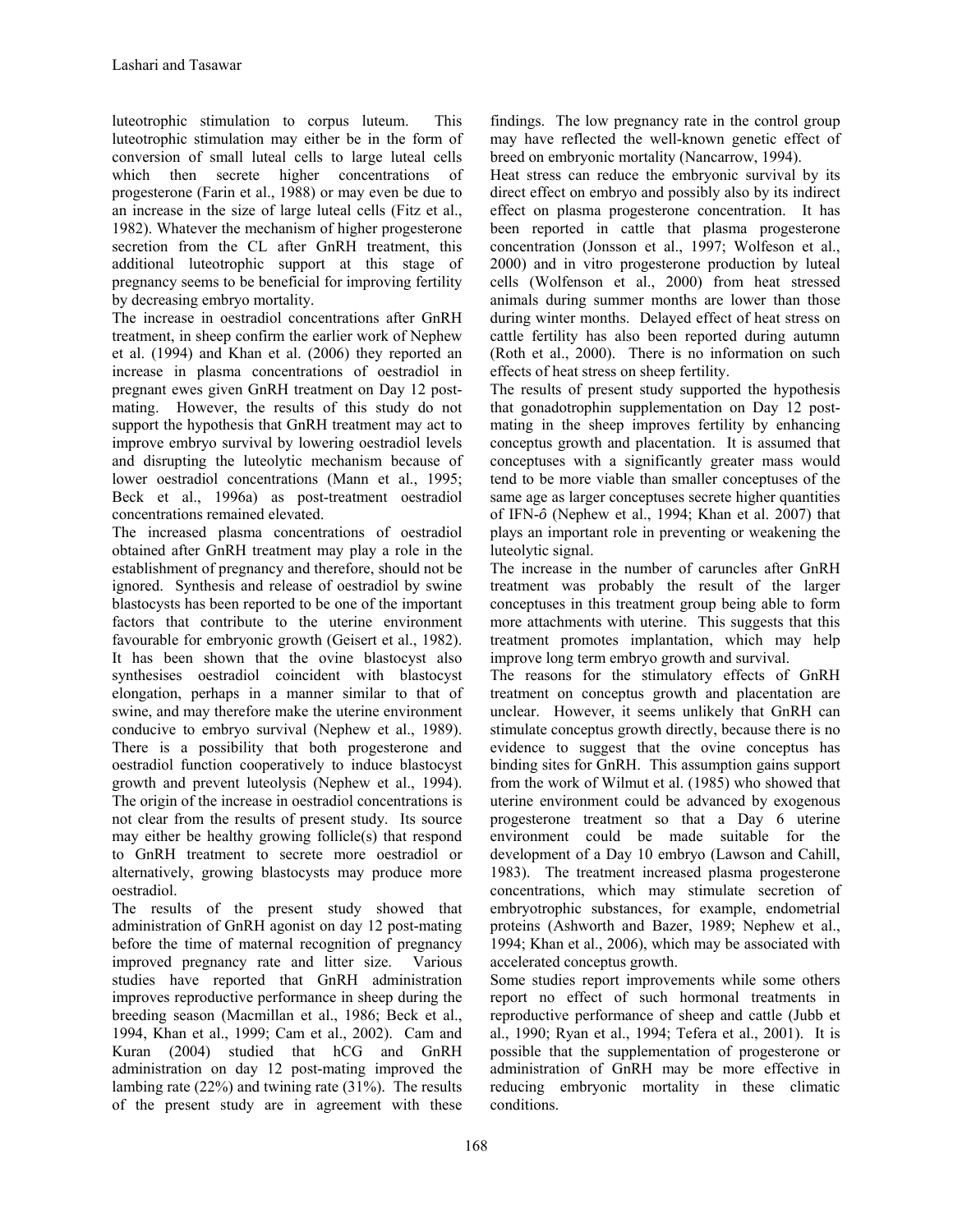luteotrophic stimulation to corpus luteum. This luteotrophic stimulation may either be in the form of conversion of small luteal cells to large luteal cells which then secrete higher concentrations of progesterone (Farin et al., 1988) or may even be due to an increase in the size of large luteal cells (Fitz et al., 1982). Whatever the mechanism of higher progesterone secretion from the CL after GnRH treatment, this additional luteotrophic support at this stage of pregnancy seems to be beneficial for improving fertility by decreasing embryo mortality.

The increase in oestradiol concentrations after GnRH treatment, in sheep confirm the earlier work of Nephew et al. (1994) and Khan et al. (2006) they reported an increase in plasma concentrations of oestradiol in pregnant ewes given GnRH treatment on Day 12 post-mating. However, the results of this study do not support the hypothesis that GnRH treatment may act to improve embryo survival by lowering oestradiol levels and disrupting the luteolytic mechanism because of lower oestradiol concentrations (Mann et al., 1995; Beck et al., 1996a) as post-treatment oestradiol concentrations remained elevated.

The increased plasma concentrations of oestradiol obtained after GnRH treatment may play a role in the establishment of pregnancy and therefore, should not be ignored. Synthesis and release of oestradiol by swine blastocysts has been reported to be one of the important factors that contribute to the uterine environment favourable for embryonic growth (Geisert et al., 1982). It has been shown that the ovine blastocyst also synthesises oestradiol coincident with blastocyst elongation, perhaps in a manner similar to that of swine, and may therefore make the uterine environment conducive to embryo survival (Nephew et al., 1989). There is a possibility that both progesterone and oestradiol function cooperatively to induce blastocyst growth and prevent luteolysis (Nephew et al., 1994). The origin of the increase in oestradiol concentrations is not clear from the results of present study. Its source may either be healthy growing follicle(s) that respond to GnRH treatment to secrete more oestradiol or alternatively, growing blastocysts may produce more oestradiol.

The results of the present study showed that administration of GnRH agonist on day 12 post-mating before the time of maternal recognition of pregnancy improved pregnancy rate and litter size. Various studies have reported that GnRH administration improves reproductive performance in sheep during the breeding season (Macmillan et al., 1986; Beck et al., 1994, Khan et al., 1999; Cam et al., 2002). Cam and Kuran (2004) studied that hCG and GnRH administration on day 12 post-mating improved the lambing rate (22%) and twining rate (31%). The results of the present study are in agreement with these findings. The low pregnancy rate in the control group may have reflected the well-known genetic effect of breed on embryonic mortality (Nancarrow, 1994).

Heat stress can reduce the embryonic survival by its direct effect on embryo and possibly also by its indirect effect on plasma progesterone concentration. It has been reported in cattle that plasma progesterone concentration (Jonsson et al., 1997; Wolfeson et al., 2000) and in vitro progesterone production by luteal cells (Wolfenson et al., 2000) from heat stressed animals during summer months are lower than those during winter months. Delayed effect of heat stress on cattle fertility has also been reported during autumn (Roth et al., 2000). There is no information on such effects of heat stress on sheep fertility.

The results of present study supported the hypothesis that gonadotrophin supplementation on Day 12 post-mating in the sheep improves fertility by enhancing conceptus growth and placentation. It is assumed that conceptuses with a significantly greater mass would tend to be more viable than smaller conceptuses of the same age as larger conceptuses secrete higher quantities of IFN-ô (Nephew et al., 1994; Khan et al. 2007) that plays an important role in preventing or weakening the luteolytic signal.

The increase in the number of caruncles after GnRH treatment was probably the result of the larger conceptuses in this treatment group being able to form more attachments with uterine. This suggests that this treatment promotes implantation, which may help improve long term embryo growth and survival.

The reasons for the stimulatory effects of GnRH treatment on conceptus growth and placentation are unclear. However, it seems unlikely that GnRH can stimulate conceptus growth directly, because there is no evidence to suggest that the ovine conceptus has binding sites for GnRH. This assumption gains support from the work of Wilmut et al. (1985) who showed that uterine environment could be advanced by exogenous progesterone treatment so that a Day 6 uterine environment could be made suitable for the development of a Day 10 embryo (Lawson and Cahill, 1983). The treatment increased plasma progesterone concentrations, which may stimulate secretion of embryotrophic substances, for example, endometrial proteins (Ashworth and Bazer, 1989; Nephew et al., 1994; Khan et al., 2006), which may be associated with accelerated conceptus growth.

Some studies report improvements while some others report no effect of such hormonal treatments in reproductive performance of sheep and cattle (Jubb et al., 1990; Ryan et al., 1994; Tefera et al., 2001). It is possible that the supplementation of progesterone or administration of GnRH may be more effective in reducing embryonic mortality in these climatic conditions.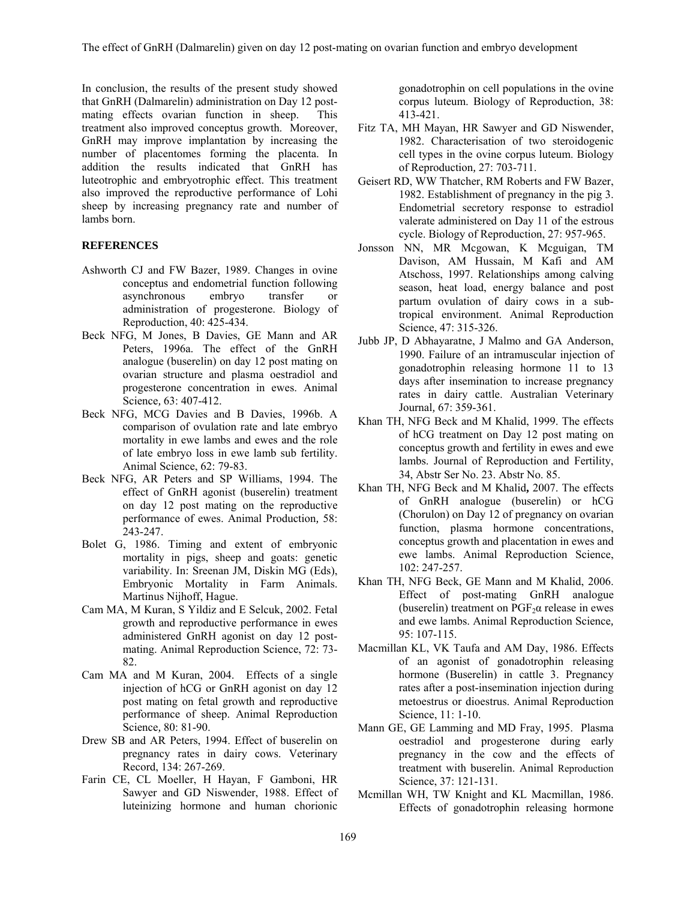In conclusion, the results of the present study showed that GnRH (Dalmarelin) administration on Day 12 post-mating effects ovarian function in sheep. This treatment also improved conceptus growth. Moreover, GnRH may improve implantation by increasing the number of placentomes forming the placenta. In addition the results indicated that GnRH has luteotrophic and embryotrophic effect. This treatment also improved the reproductive performance of Lohi sheep by increasing pregnancy rate and number of lambs born.

## REFERENCES

Ashworth CJ and FW Bazer, 1989. Changes in ovine conceptus and endometrial function following asynchronous embryo transfer or administration of progesterone. Biology of Reproduction, 40: 425-434.

Beck NFG, M Jones, B Davies, GE Mann and AR Peters, 1996a. The effect of the GnRH analogue (buserelin) on day 12 post mating on ovarian structure and plasma oestradiol and progesterone concentration in ewes. Animal Science, 63: 407-412.

Beck NFG, MCG Davies and B Davies, 1996b. A comparison of ovulation rate and late embryo mortality in ewe lambs and ewes and the role of late embryo loss in ewe lamb sub fertility. Animal Science, 62: 79-83.

Beck NFG, AR Peters and SP Williams, 1994. The effect of GnRH agonist (buserelin) treatment on day 12 post mating on the reproductive performance of ewes. Animal Production, 58: 243-247.

Bolet G, 1986. Timing and extent of embryonic mortality in pigs, sheep and goats: genetic variability. In: Sreenan JM, Diskin MG (Eds), Embryonic Mortality in Farm Animals. Martinus Nijhoff, Hague.

Cam MA, M Kuran, S Yildiz and E Selcuk, 2002. Fetal growth and reproductive performance in ewes administered GnRH agonist on day 12 post-mating. Animal Reproduction Science, 72: 73-82.

Cam MA and M Kuran, 2004. Effects of a single injection of hCG or GnRH agonist on day 12 post mating on fetal growth and reproductive performance of sheep. Animal Reproduction Science, 80: 81-90.

Drew SB and AR Peters, 1994. Effect of buserelin on pregnancy rates in dairy cows. Veterinary Record, 134: 267-269.

Farin CE, CL Moeller, H Hayan, F Gamboni, HR Sawyer and GD Niswender, 1988. Effect of luteinizing hormone and human chorionic gonadotrophin on cell populations in the ovine corpus luteum. Biology of Reproduction, 38: 413-421.

Fitz TA, MH Mayan, HR Sawyer and GD Niswender, 1982. Characterisation of two steroidogenic cell types in the ovine corpus luteum. Biology of Reproduction, 27: 703-711.

Geisert RD, WW Thatcher, RM Roberts and FW Bazer, 1982. Establishment of pregnancy in the pig 3. Endometrial secretory response to estradiol valerate administered on Day 11 of the estrous cycle. Biology of Reproduction, 27: 957-965.

Jonsson NN, MR Mcgowan, K Mcguigan, TM Davison, AM Hussain, M Kafi and AM Atschoss, 1997. Relationships among calving season, heat load, energy balance and post partum ovulation of dairy cows in a sub-tropical environment. Animal Reproduction Science, 47: 315-326.

Jubb JP, D Abhayaratne, J Malmo and GA Anderson, 1990. Failure of an intramuscular injection of gonadotrophin releasing hormone 11 to 13 days after insemination to increase pregnancy rates in dairy cattle. Australian Veterinary Journal, 67: 359-361.

Khan TH, NFG Beck and M Khalid, 1999. The effects of hCG treatment on Day 12 post mating on conceptus growth and fertility in ewes and ewe lambs. Journal of Reproduction and Fertility, 34, Abstr Ser No. 23. Abstr No. 85.

Khan TH, NFG Beck and M Khalid, 2007. The effects of GnRH analogue (buserelin) or hCG (Chorulon) on Day 12 of pregnancy on ovarian function, plasma hormone concentrations, conceptus growth and placentation in ewes and ewe lambs. Animal Reproduction Science, 102: 247-257.

Khan TH, NFG Beck, GE Mann and M Khalid, 2006. Effect of post-mating GnRH analogue (buserelin) treatment on $PGF_2\alpha$ release in ewes and ewe lambs. Animal Reproduction Science, 95: 107-115.

Macmillan KL, VK Taufa and AM Day, 1986. Effects of an agonist of gonadotrophin releasing hormone (Buserelin) in cattle 3. Pregnancy rates after a post-insemination injection during metoestrus or dioestrus. Animal Reproduction Science, 11: 1-10.

Mann GE, GE Lamming and MD Fray, 1995. Plasma oestradiol and progesterone during early pregnancy in the cow and the effects of treatment with buserelin. Animal Reproduction Science, 37: 121-131.

Mcmillan WH, TW Knight and KL Macmillan, 1986. Effects of gonadotrophin releasing hormone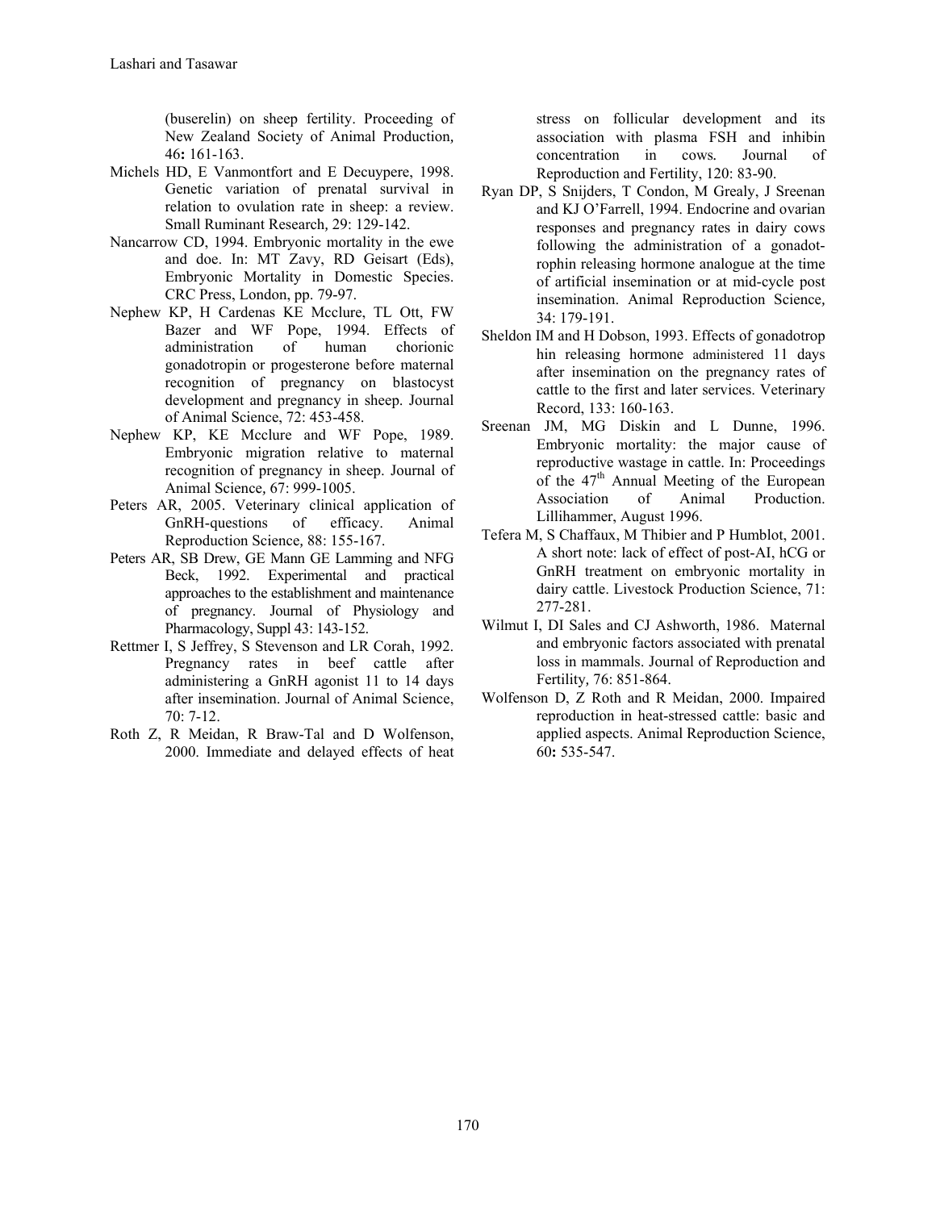(buserelin) on sheep fertility. Proceeding of New Zealand Society of Animal Production, 46**:** 161-163.

Michels HD, E Vanmontfort and E Decuypere, 1998. Genetic variation of prenatal survival in relation to ovulation rate in sheep: a review. Small Ruminant Research, 29: 129-142.

Nancarrow CD, 1994. Embryonic mortality in the ewe and doe. In: MT Zavy, RD Geisart (Eds), Embryonic Mortality in Domestic Species. CRC Press, London, pp. 79-97.

Nephew KP, H Cardenas KE Mcclure, TL Ott, FW Bazer and WF Pope, 1994. Effects of administration of human chorionic gonadotropin or progesterone before maternal recognition of pregnancy on blastocyst development and pregnancy in sheep. Journal of Animal Science, 72: 453-458.

Nephew KP, KE Mcclure and WF Pope, 1989. Embryonic migration relative to maternal recognition of pregnancy in sheep. Journal of Animal Science, 67: 999-1005.

Peters AR, 2005. Veterinary clinical application of GnRH-questions of efficacy. Animal Reproduction Science, 88: 155-167.

Peters AR, SB Drew, GE Mann GE Lamming and NFG Beck, 1992. Experimental and practical approaches to the establishment and maintenance of pregnancy. Journal of Physiology and Pharmacology, Suppl 43: 143-152.

Rettmer I, S Jeffrey, S Stevenson and LR Corah, 1992. Pregnancy rates in beef cattle after administering a GnRH agonist 11 to 14 days after insemination. Journal of Animal Science, 70: 7-12.

Roth Z, R Meidan, R Braw-Tal and D Wolfenson, 2000. Immediate and delayed effects of heat stress on follicular development and its association with plasma FSH and inhibin concentration in cows. Journal of Reproduction and Fertility, 120: 83-90.

Ryan DP, S Snijders, T Condon, M Grealy, J Sreenan and KJ O'Farrell, 1994. Endocrine and ovarian responses and pregnancy rates in dairy cows following the administration of a gonadotrophin releasing hormone analogue at the time of artificial insemination or at mid-cycle post insemination. Animal Reproduction Science, 34: 179-191.

Sheldon IM and H Dobson, 1993. Effects of gonadotrop hin releasing hormone administered 11 days after insemination on the pregnancy rates of cattle to the first and later services. Veterinary Record, 133: 160-163.

Sreenan JM, MG Diskin and L Dunne, 1996. Embryonic mortality: the major cause of reproductive wastage in cattle. In: Proceedings of the 47[th] Annual Meeting of the European Association of Animal Production. Lillihammer, August 1996.

Tefera M, S Chaffaux, M Thibier and P Humblot, 2001. A short note: lack of effect of post-AI, hCG or GnRH treatment on embryonic mortality in dairy cattle. Livestock Production Science, 71: 277-281.

Wilmut I, DI Sales and CJ Ashworth, 1986. Maternal and embryonic factors associated with prenatal loss in mammals. Journal of Reproduction and Fertility, 76: 851-864.

Wolfenson D, Z Roth and R Meidan, 2000. Impaired reproduction in heat-stressed cattle: basic and applied aspects. Animal Reproduction Science, 60**:** 535-547.